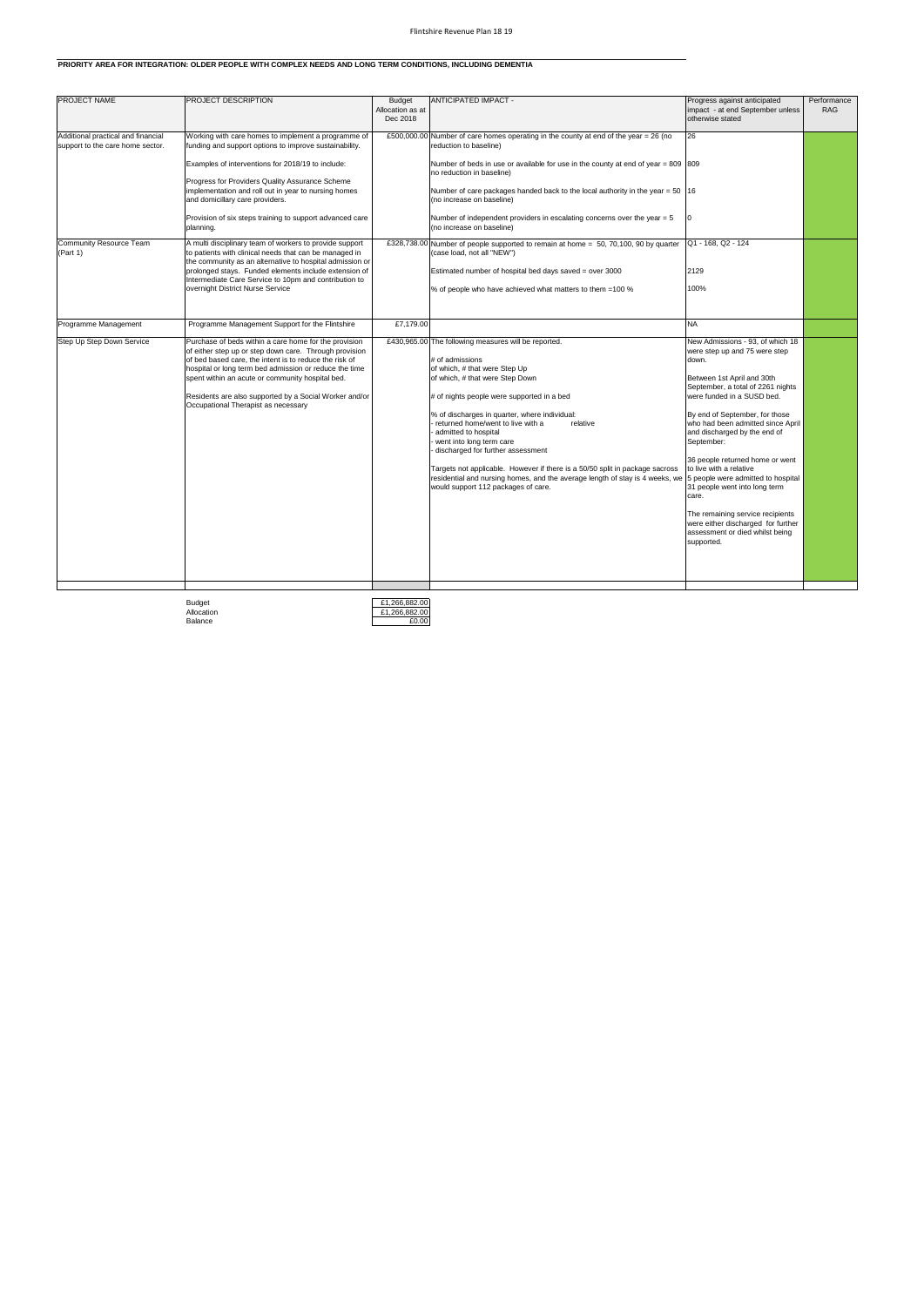## PRIORITY AREA FOR INTEGRATION: OLDER PEOPLE WITH COMPLEX NEEDS AND LONG TERM CONDITIONS, INCLUDING DEMENTIA

| PROJECT NAME | PROJECT DESCRIPTION | Budget Allocation as at Dec 2018 | ANTICIPATED IMPACT - | Progress against anticipated impact - at end September unless otherwise stated | Performance RAG |
|---|---|---|---|---|---|
| Additional practical and financial support to the care home sector. | Working with care homes to implement a programme of funding and support options to improve sustainability.<br><br>Examples of interventions for 2018/19 to include:<br><br>Progress for Providers Quality Assurance Scheme implementation and roll out in year to nursing homes and domicillary care providers.<br><br>Provision of six steps training to support advanced care planning. | £500,000.00 | Number of care homes operating in the county at end of the year = 26 (no reduction to baseline)<br><br>Number of beds in use or available for use in the county at end of year = 809 (no reduction in baseline)<br><br>Number of care packages handed back to the local authority in the year = 50 (no increase on baseline)<br><br>Number of independent providers in escalating concerns over the year = 5 (no increase on baseline) | 26<br><br>809<br><br>16<br><br>0 | |
| Community Resource Team (Part 1) | A multi disciplinary team of workers to provide support to patients with clinical needs that can be managed in the community as an alternative to hospital admission or prolonged stays. Funded elements include extension of Intermediate Care Service to 10pm and contribution to overnight District Nurse Service | £328,738.00 | Number of people supported to remain at home = 50, 70,100, 90 by quarter (case load, not all "NEW")<br><br>Estimated number of hospital bed days saved = over 3000<br><br>% of people who have achieved what matters to them =100 % | Q1 - 168, Q2 - 124<br><br>2129<br><br>100% | |
| Programme Management | Programme Management Support for the Flintshire | £7,179.00 | | NA | |
| Step Up Step Down Service | Purchase of beds within a care home for the provision of either step up or step down care. Through provision of bed based care, the intent is to reduce the risk of hospital or long term bed admission or reduce the time spent within an acute or community hospital bed.<br><br>Residents are also supported by a Social Worker and/or Occupational Therapist as necessary | £430,965.00 | The following measures will be reported.<br><br># of admissions<br>of which, # that were Step Up<br>of which, # that were Step Down<br><br># of nights people were supported in a bed<br><br>% of discharges in quarter, where individual:<br>- returned home/went to live with a relative<br>- admitted to hospital<br>- went into long term care<br>- discharged for further assessment<br><br>Targets not applicable. However if there is a 50/50 split in package sacross residential and nursing homes, and the average length of stay is 4 weeks, we would support 112 packages of care. | New Admissions - 93, of which 18 were step up and 75 were step down.<br><br>Between 1st April and 30th September, a total of 2261 nights were funded in a SUSD bed.<br><br>By end of September, for those who had been admitted since April and discharged by the end of September:<br><br>36 people returned home or went to live with a relative<br>5 people were admitted to hospital<br>31 people went into long term care.<br><br>The remaining service recipients were either discharged for further assessment or died whilst being supported. | |

| | |
|---|---|
| Budget | £1,266,882.00 |
| Allocation | £1,266,882.00 |
| Balance | £0.00 |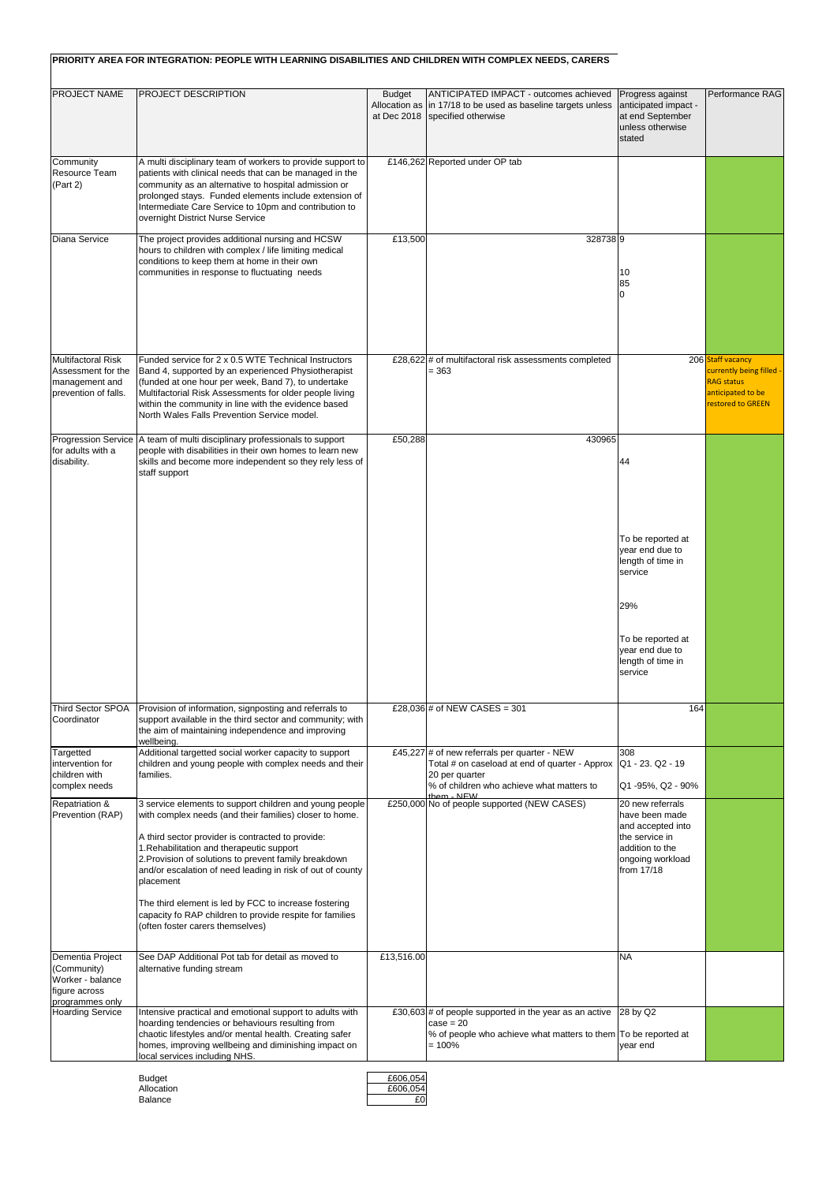**PRIORITY AREA FOR INTEGRATION: PEOPLE WITH LEARNING DISABILITIES AND CHILDREN WITH COMPLEX NEEDS, CARERS**

| PROJECT NAME | PROJECT DESCRIPTION | Budget Allocation as at Dec 2018 | ANTICIPATED IMPACT - outcomes achieved in 17/18 to be used as baseline targets unless specified otherwise | Progress against anticipated impact - at end September unless otherwise stated | Performance RAG |
|---|---|---|---|---|---|
| Community Resource Team (Part 2) | A multi disciplinary team of workers to provide support to patients with clinical needs that can be managed in the community as an alternative to hospital admission or prolonged stays. Funded elements include extension of Intermediate Care Service to 10pm and contribution to overnight District Nurse Service | £146,262 | Reported under OP tab | | |
| Diana Service | The project provides additional nursing and HCSW hours to children with complex / life limiting medical conditions to keep them at home in their own communities in response to fluctuating needs | £13,500 | 328738 | 9<br>10<br>85<br>0 | |
| Multifactoral Risk Assessment for the management and prevention of falls. | Funded service for 2 x 0.5 WTE Technical Instructors Band 4, supported by an experienced Physiotherapist (funded at one hour per week, Band 7), to undertake Multifactorial Risk Assessments for older people living within the community in line with the evidence based North Wales Falls Prevention Service model. | £28,622 | # of multifactoral risk assessments completed = 363 | 206 | Staff vacancy currently being filled - RAG status anticipated to be restored to GREEN |
| Progression Service for adults with a disability. | A team of multi disciplinary professionals to support people with disabilities in their own homes to learn new skills and become more independent so they rely less of staff support | £50,288 | 430965 | 44<br>To be reported at year end due to length of time in service<br>29%<br>To be reported at year end due to length of time in service | |
| Third Sector SPOA Coordinator | Provision of information, signposting and referrals to support available in the third sector and community; with the aim of maintaining independence and improving wellbeing. | £28,036 | # of NEW CASES = 301 | 164 | |
| Targetted intervention for children with complex needs | Additional targetted social worker capacity to support children and young people with complex needs and their families. | £45,227 | # of new referrals per quarter - NEW<br>Total # on caseload at end of quarter - Approx 20 per quarter<br>% of children who achieve what matters to them - NEW | 308<br>Q1 - 23. Q2 - 19<br>Q1 -95%, Q2 - 90% | |
| Repatriation & Prevention (RAP) | 3 service elements to support children and young people with complex needs (and their families) closer to home.<br>A third sector provider is contracted to provide:<br>1.Rehabilitation and therapeutic support<br>2.Provision of solutions to prevent family breakdown and/or escalation of need leading in risk of out of county placement<br>The third element is led by FCC to increase fostering capacity fo RAP children to provide respite for families (often foster carers themselves) | £250,000 | No of people supported (NEW CASES) | 20 new referrals have been made and accepted into the service in addition to the ongoing workload from 17/18 | |
| Dementia Project (Community) Worker - balance figure across programmes only | See DAP Additional Pot tab for detail as moved to alternative funding stream | £13,516.00 | | NA | |
| Hoarding Service | Intensive practical and emotional support to adults with hoarding tendencies or behaviours resulting from chaotic lifestyles and/or mental health. Creating safer homes, improving wellbeing and diminishing impact on local services including NHS. | £30,603 | # of people supported in the year as an active case = 20<br>% of people who achieve what matters to them = 100% | 28 by Q2<br>To be reported at year end | |

| | |
|---|---|
| Budget | £606,054 |
| Allocation | £606,054 |
| Balance | £0 |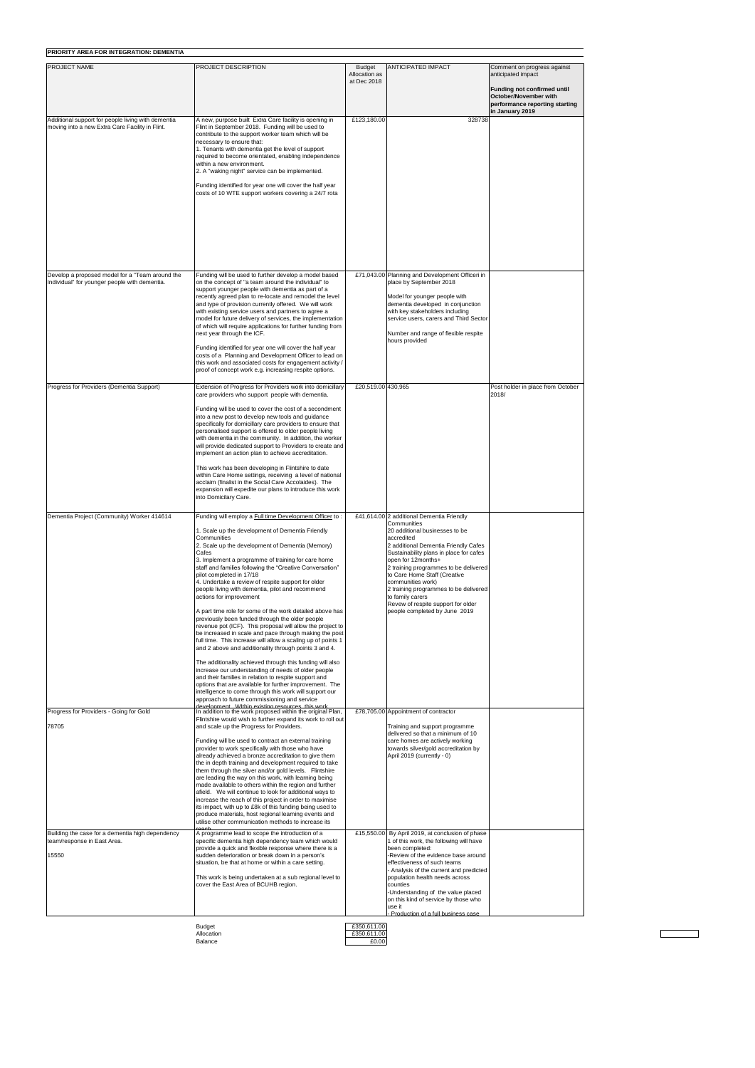**PRIORITY AREA FOR INTEGRATION: DEMENTIA**

| PROJECT NAME | PROJECT DESCRIPTION | Budget Allocation as at Dec 2018 | ANTICIPATED IMPACT | Comment on progress against anticipated impact<br><br>**Funding not confirmed until October/November with performance reporting starting in January 2019** |
|---|---|---|---|---|
| Additional support for people living with dementia moving into a new Extra Care Facility in Flint. | A new, purpose built Extra Care facility is opening in Flint in September 2018. Funding will be used to contribute to the support worker team which will be necessary to ensure that:<br>1. Tenants with dementia get the level of support required to become orientated, enabling independence within a new environment.<br>2. A "waking night" service can be implemented.<br><br>Funding identified for year one will cover the half year costs of 10 WTE support workers covering a 24/7 rota | £123,180.00 | 328738 | |
| Develop a proposed model for a "Team around the Individual" for younger people with dementia. | Funding will be used to further develop a model based on the concept of "a team around the individual" to support younger people with dementia as part of a recently agreed plan to re-locate and remodel the level and type of provision currently offered. We will work with existing service users and partners to agree a model for future delivery of services, the implementation of which will require applications for further funding from next year through the ICF.<br><br>Funding identified for year one will cover the half year costs of a Planning and Development Officer to lead on this work and associated costs for engagement activity / proof of concept work e.g. increasing respite options. | £71,043.00 | Planning and Development Officeri in place by September 2018<br><br>Model for younger people with dementia developed in conjunction with key stakeholders including service users, carers and Third Sector<br><br>Number and range of flexible respite hours provided | |
| Progress for Providers (Dementia Support) | Extension of Progress for Providers work into domicillary care providers who support people with dementia.<br><br>Funding will be used to cover the cost of a secondment into a new post to develop new tools and guidance specifically for domicillary care providers to ensure that personalised support is offered to older people living with dementia in the community. In addition, the worker will provide dedicated support to Providers to create and implement an action plan to achieve accreditation.<br><br>This work has been developing in Flintshire to date within Care Home settings, receiving a level of national acclaim (finalist in the Social Care Accolaides). The expansion will expedite our plans to introduce this work into Domicilary Care. | £20,519.00 | 430,965 | Post holder in place from October 2018/ |
| Dementia Project (Community) Worker 414614 | Funding will employ a Full time Development Officer to :<br><br>1. Scale up the development of Dementia Friendly Communities<br>2. Scale up the development of Dementia (Memory) Cafes<br>3. Implement a programme of training for care home staff and families following the "Creative Conversation" pilot completed in 17/18<br>4. Undertake a review of respite support for older people living with dementia, pilot and recommend actions for improvement<br><br>A part time role for some of the work detailed above has previously been funded through the older people revenue pot (ICF). This proposal will allow the project to be increased in scale and pace through making the post full time. This increase will allow a scaling up of points 1 and 2 above and additionality through points 3 and 4.<br><br>The additionality achieved through this funding will also increase our understanding of needs of older people and their families in relation to respite support and options that are available for further improvement. The intelligence to come through this work will support our approach to future commissioning and service development. Within existing resources, this work | £41,614.00 | 2 additional Dementia Friendly Communities<br>20 additional businesses to be accredited<br>2 additional Dementia Friendly Cafes<br>Sustainability plans in place for cafes open for 12months+<br>2 training programmes to be delivered to Care Home Staff (Creative communities work)<br>2 training programmes to be delivered to family carers<br>Revew of respite support for older people completed by June 2019 | |
| Progress for Providers - Going for Gold<br><br>78705 | In addition to the work proposed within the original Plan, Flintshire would wish to further expand its work to roll out and scale up the Progress for Providers.<br><br>Funding will be used to contract an external training provider to work specifically with those who have already achieved a bronze accreditation to give them the in depth training and development required to take them through the silver and/or gold levels. Flintshire are leading the way on this work, with learning being made available to others within the region and further afield. We will continue to look for additional ways to increase the reach of this project in order to maximise its impact, with up to £8k of this funding being used to produce materials, host regional learning events and utilise other communication methods to increase its reach | £78,705.00 | Appointment of contractor<br><br>Training and support programme delivered so that a minimum of 10 care homes are actively working towards silver/gold accreditation by April 2019 (currently - 0) | |
| Building the case for a dementia high dependency team/response in East Area.<br><br>15550 | A programme lead to scope the introduction of a specific dementia high dependency team which would provide a quick and flexible response where there is a sudden deterioration or break down in a person's situation, be that at home or within a care setting.<br><br>This work is being undertaken at a sub regional level to cover the East Area of BCUHB region. | £15,550.00 | By April 2019, at conclusion of phase 1 of this work, the following will have been completed:<br>-Review of the evidence base around effectiveness of such teams<br>- Analysis of the current and predicted population health needs across counties<br>-Understanding of the value placed on this kind of service by those who use it<br>- Production of a full business case | |

| | |
|---|---|
| Budget | £350,611.00 |
| Allocation | £350,611.00 |
| Balance | £0.00 |